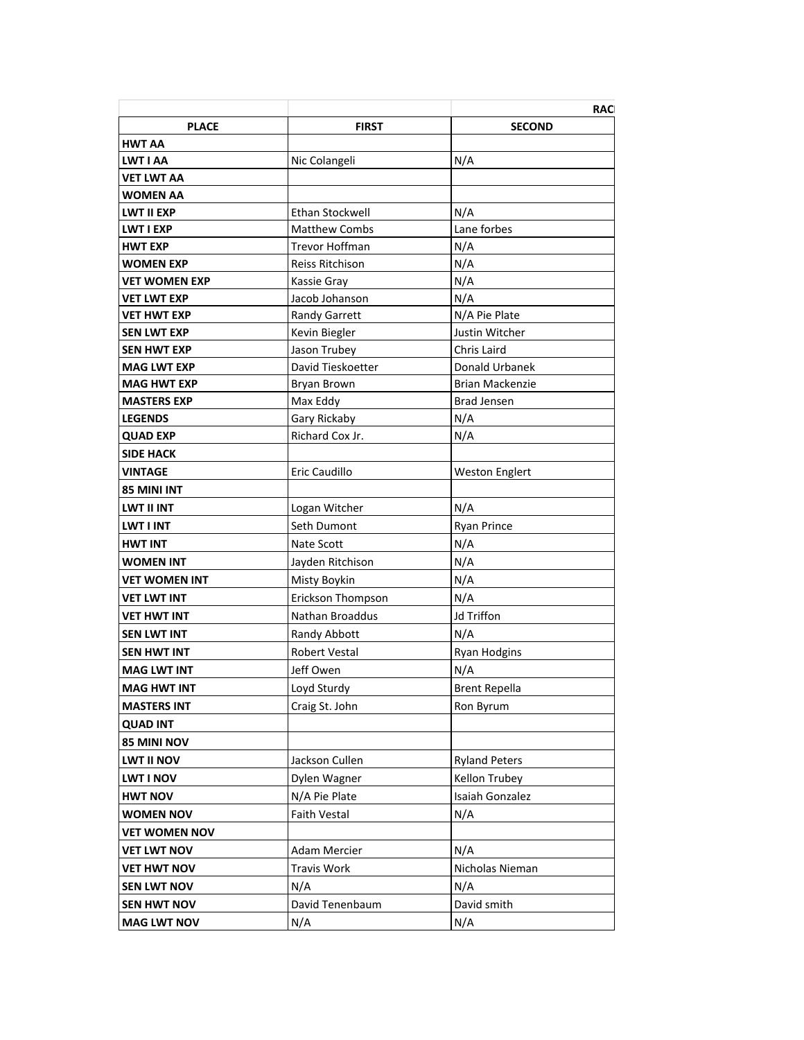| | | RAC |
|---|---|---|
| **PLACE** | **FIRST** | **SECOND** |
| **HWT AA** | | |
| **LWT I AA** | Nic Colangeli | N/A |
| **VET LWT AA** | | |
| **WOMEN AA** | | |
| **LWT II EXP** | Ethan Stockwell | N/A |
| **LWT I EXP** | Matthew Combs | Lane forbes |
| **HWT EXP** | Trevor Hoffman | N/A |
| **WOMEN EXP** | Reiss Ritchison | N/A |
| **VET WOMEN EXP** | Kassie Gray | N/A |
| **VET LWT EXP** | Jacob Johanson | N/A |
| **VET HWT EXP** | Randy Garrett | N/A Pie Plate |
| **SEN LWT EXP** | Kevin Biegler | Justin Witcher |
| **SEN HWT EXP** | Jason Trubey | Chris Laird |
| **MAG LWT EXP** | David Tieskoetter | Donald Urbanek |
| **MAG HWT EXP** | Bryan Brown | Brian Mackenzie |
| **MASTERS EXP** | Max Eddy | Brad Jensen |
| **LEGENDS** | Gary Rickaby | N/A |
| **QUAD EXP** | Richard Cox Jr. | N/A |
| **SIDE HACK** | | |
| **VINTAGE** | Eric Caudillo | Weston Englert |
| **85 MINI INT** | | |
| **LWT II INT** | Logan Witcher | N/A |
| **LWT I INT** | Seth Dumont | Ryan Prince |
| **HWT INT** | Nate Scott | N/A |
| **WOMEN INT** | Jayden Ritchison | N/A |
| **VET WOMEN INT** | Misty Boykin | N/A |
| **VET LWT INT** | Erickson Thompson | N/A |
| **VET HWT INT** | Nathan Broaddus | Jd Triffon |
| **SEN LWT INT** | Randy Abbott | N/A |
| **SEN HWT INT** | Robert Vestal | Ryan Hodgins |
| **MAG LWT INT** | Jeff Owen | N/A |
| **MAG HWT INT** | Loyd Sturdy | Brent Repella |
| **MASTERS INT** | Craig St. John | Ron Byrum |
| **QUAD INT** | | |
| **85 MINI NOV** | | |
| **LWT II NOV** | Jackson Cullen | Ryland Peters |
| **LWT I NOV** | Dylen Wagner | Kellon Trubey |
| **HWT NOV** | N/A Pie Plate | Isaiah Gonzalez |
| **WOMEN NOV** | Faith Vestal | N/A |
| **VET WOMEN NOV** | | |
| **VET LWT NOV** | Adam Mercier | N/A |
| **VET HWT NOV** | Travis Work | Nicholas Nieman |
| **SEN LWT NOV** | N/A | N/A |
| **SEN HWT NOV** | David Tenenbaum | David smith |
| **MAG LWT NOV** | N/A | N/A |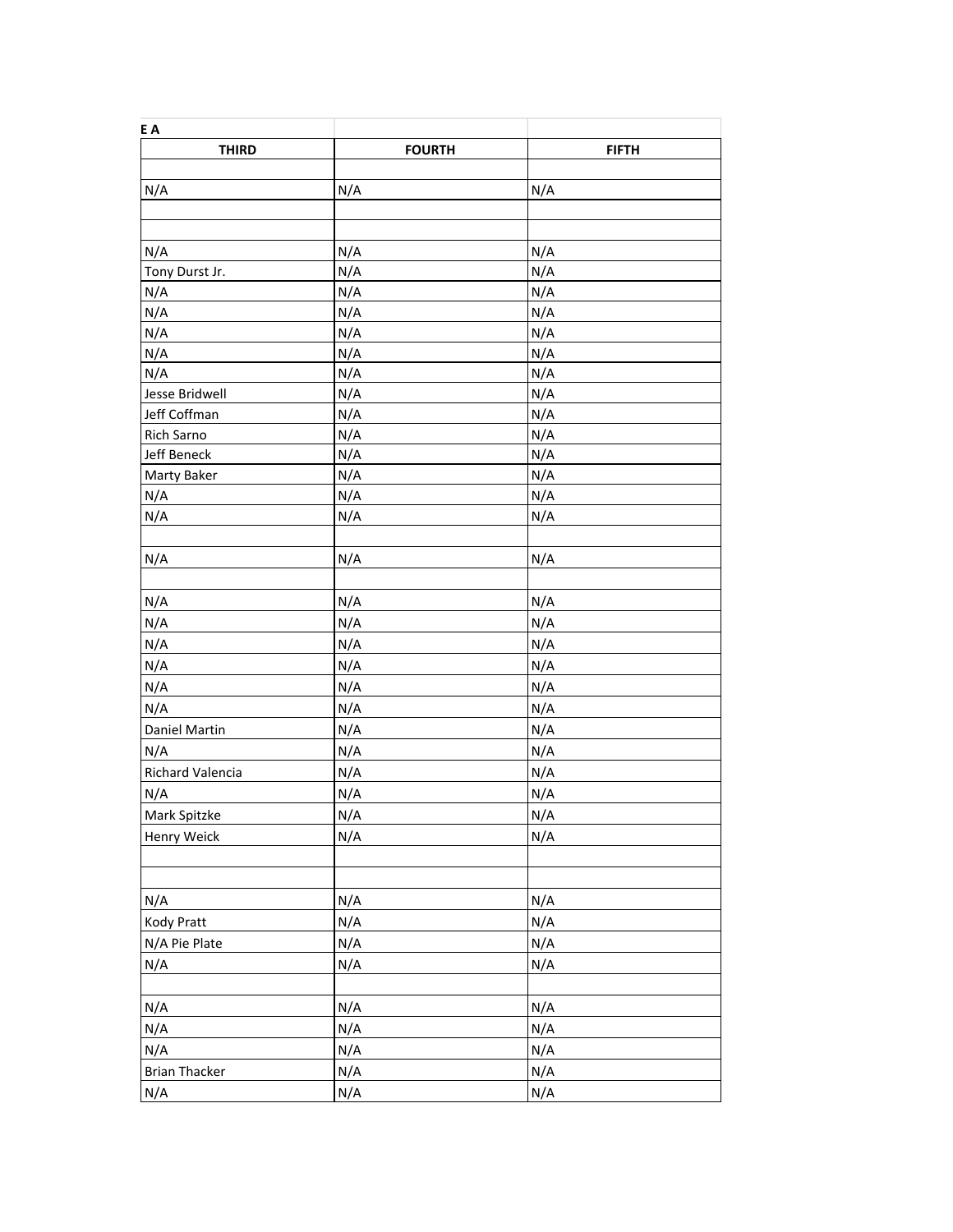| E A | | |
|---|---|---|
| **THIRD** | **FOURTH** | **FIFTH** |
| | | |
| N/A | N/A | N/A |
| | | |
| | | |
| N/A | N/A | N/A |
| Tony Durst Jr. | N/A | N/A |
| N/A | N/A | N/A |
| N/A | N/A | N/A |
| N/A | N/A | N/A |
| N/A | N/A | N/A |
| N/A | N/A | N/A |
| Jesse Bridwell | N/A | N/A |
| Jeff Coffman | N/A | N/A |
| Rich Sarno | N/A | N/A |
| Jeff Beneck | N/A | N/A |
| Marty Baker | N/A | N/A |
| N/A | N/A | N/A |
| N/A | N/A | N/A |
| | | |
| N/A | N/A | N/A |
| | | |
| N/A | N/A | N/A |
| N/A | N/A | N/A |
| N/A | N/A | N/A |
| N/A | N/A | N/A |
| N/A | N/A | N/A |
| N/A | N/A | N/A |
| Daniel Martin | N/A | N/A |
| N/A | N/A | N/A |
| Richard Valencia | N/A | N/A |
| N/A | N/A | N/A |
| Mark Spitzke | N/A | N/A |
| Henry Weick | N/A | N/A |
| | | |
| | | |
| N/A | N/A | N/A |
| Kody Pratt | N/A | N/A |
| N/A Pie Plate | N/A | N/A |
| N/A | N/A | N/A |
| | | |
| N/A | N/A | N/A |
| N/A | N/A | N/A |
| N/A | N/A | N/A |
| Brian Thacker | N/A | N/A |
| N/A | N/A | N/A |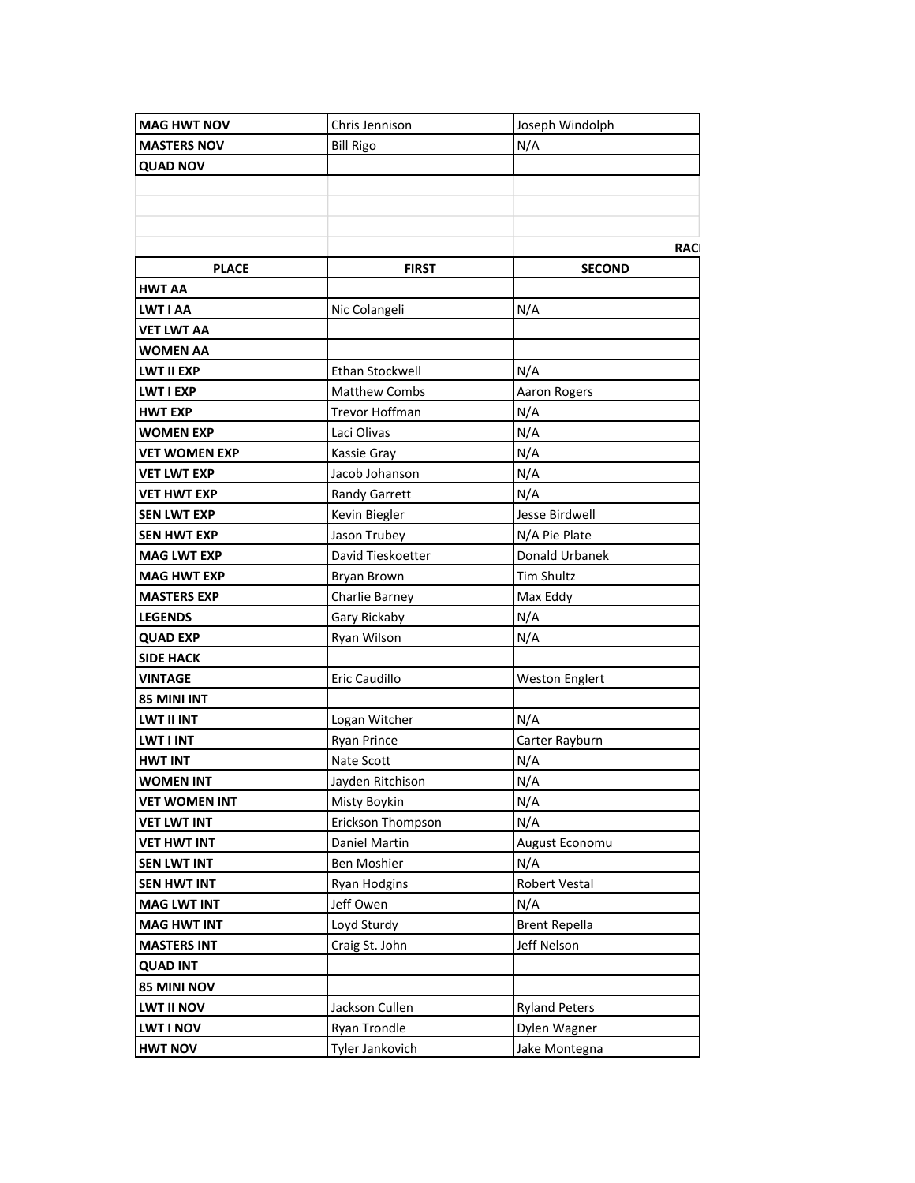| | | |
|---|---|---|
| **MAG HWT NOV** | Chris Jennison | Joseph Windolph |
| **MASTERS NOV** | Bill Rigo | N/A |
| **QUAD NOV** | | |
| | | |
| | | |
| | | |
| | | **RAC** |

| **PLACE** | **FIRST** | **SECOND** |
|---|---|---|
| **HWT AA** | | |
| **LWT I AA** | Nic Colangeli | N/A |
| **VET LWT AA** | | |
| **WOMEN AA** | | |
| **LWT II EXP** | Ethan Stockwell | N/A |
| **LWT I EXP** | Matthew Combs | Aaron Rogers |
| **HWT EXP** | Trevor Hoffman | N/A |
| **WOMEN EXP** | Laci Olivas | N/A |
| **VET WOMEN EXP** | Kassie Gray | N/A |
| **VET LWT EXP** | Jacob Johanson | N/A |
| **VET HWT EXP** | Randy Garrett | N/A |
| **SEN LWT EXP** | Kevin Biegler | Jesse Birdwell |
| **SEN HWT EXP** | Jason Trubey | N/A Pie Plate |
| **MAG LWT EXP** | David Tieskoetter | Donald Urbanek |
| **MAG HWT EXP** | Bryan Brown | Tim Shultz |
| **MASTERS EXP** | Charlie Barney | Max Eddy |
| **LEGENDS** | Gary Rickaby | N/A |
| **QUAD EXP** | Ryan Wilson | N/A |
| **SIDE HACK** | | |
| **VINTAGE** | Eric Caudillo | Weston Englert |
| **85 MINI INT** | | |
| **LWT II INT** | Logan Witcher | N/A |
| **LWT I INT** | Ryan Prince | Carter Rayburn |
| **HWT INT** | Nate Scott | N/A |
| **WOMEN INT** | Jayden Ritchison | N/A |
| **VET WOMEN INT** | Misty Boykin | N/A |
| **VET LWT INT** | Erickson Thompson | N/A |
| **VET HWT INT** | Daniel Martin | August Economu |
| **SEN LWT INT** | Ben Moshier | N/A |
| **SEN HWT INT** | Ryan Hodgins | Robert Vestal |
| **MAG LWT INT** | Jeff Owen | N/A |
| **MAG HWT INT** | Loyd Sturdy | Brent Repella |
| **MASTERS INT** | Craig St. John | Jeff Nelson |
| **QUAD INT** | | |
| **85 MINI NOV** | | |
| **LWT II NOV** | Jackson Cullen | Ryland Peters |
| **LWT I NOV** | Ryan Trondle | Dylen Wagner |
| **HWT NOV** | Tyler Jankovich | Jake Montegna |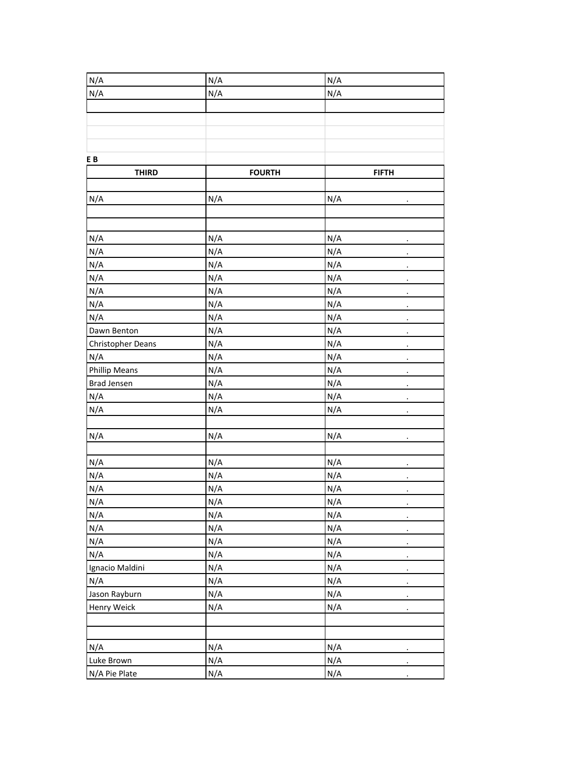| | | |
|---|---|---|
| N/A | N/A | N/A |
| N/A | N/A | N/A |
| | | |
| | | |
| | | |
| | | |

**E B**

| THIRD | FOURTH | FIFTH |
|---|---|---|
| | | |
| N/A | N/A | N/A . |
| | | |
| | | |
| N/A | N/A | N/A . |
| N/A | N/A | N/A . |
| N/A | N/A | N/A . |
| N/A | N/A | N/A . |
| N/A | N/A | N/A . |
| N/A | N/A | N/A . |
| N/A | N/A | N/A . |
| Dawn Benton | N/A | N/A . |
| Christopher Deans | N/A | N/A . |
| N/A | N/A | N/A . |
| Phillip Means | N/A | N/A . |
| Brad Jensen | N/A | N/A . |
| N/A | N/A | N/A . |
| N/A | N/A | N/A . |
| | | |
| N/A | N/A | N/A . |
| | | |
| N/A | N/A | N/A . |
| N/A | N/A | N/A . |
| N/A | N/A | N/A . |
| N/A | N/A | N/A . |
| N/A | N/A | N/A . |
| N/A | N/A | N/A . |
| N/A | N/A | N/A . |
| N/A | N/A | N/A . |
| Ignacio Maldini | N/A | N/A . |
| N/A | N/A | N/A . |
| Jason Rayburn | N/A | N/A . |
| Henry Weick | N/A | N/A . |
| | | |
| | | |
| N/A | N/A | N/A . |
| Luke Brown | N/A | N/A . |
| N/A Pie Plate | N/A | N/A . |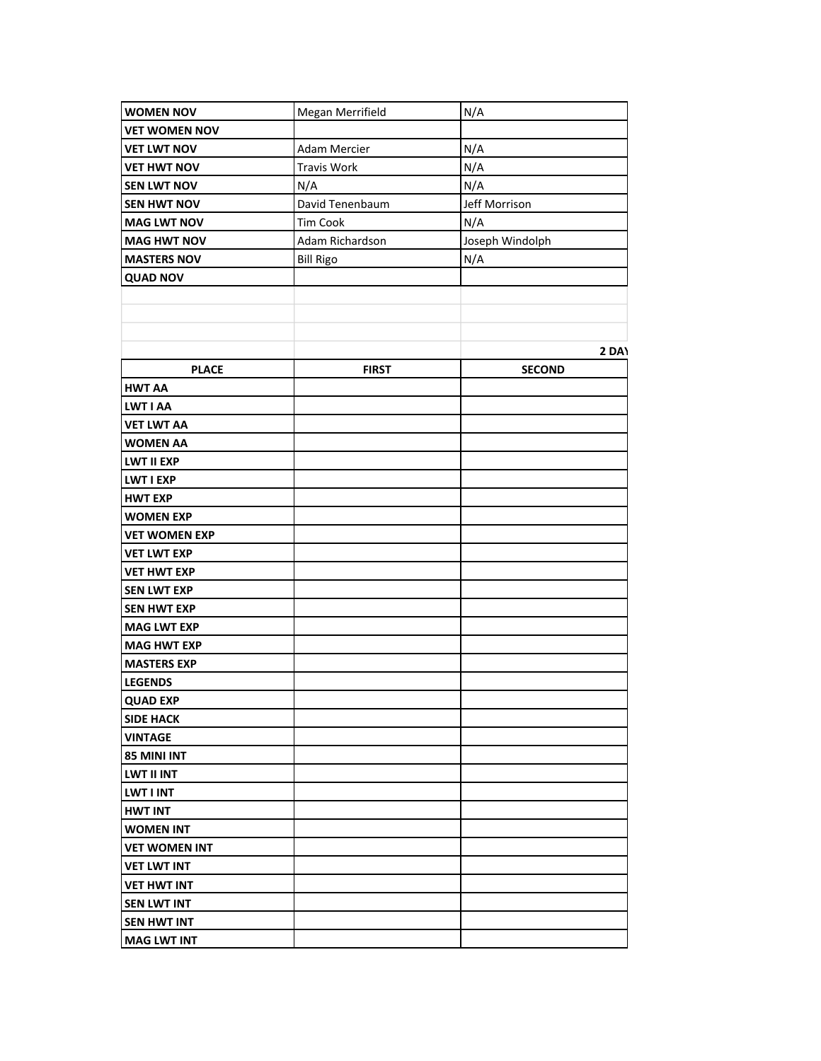| | | |
|---|---|---|
| **WOMEN NOV** | Megan Merrifield | N/A |
| **VET WOMEN NOV** | | |
| **VET LWT NOV** | Adam Mercier | N/A |
| **VET HWT NOV** | Travis Work | N/A |
| **SEN LWT NOV** | N/A | N/A |
| **SEN HWT NOV** | David Tenenbaum | Jeff Morrison |
| **MAG LWT NOV** | Tim Cook | N/A |
| **MAG HWT NOV** | Adam Richardson | Joseph Windolph |
| **MASTERS NOV** | Bill Rigo | N/A |
| **QUAD NOV** | | |

**2 DAY**

| PLACE | FIRST | SECOND |
|---|---|---|
| **HWT AA** | | |
| **LWT I AA** | | |
| **VET LWT AA** | | |
| **WOMEN AA** | | |
| **LWT II EXP** | | |
| **LWT I EXP** | | |
| **HWT EXP** | | |
| **WOMEN EXP** | | |
| **VET WOMEN EXP** | | |
| **VET LWT EXP** | | |
| **VET HWT EXP** | | |
| **SEN LWT EXP** | | |
| **SEN HWT EXP** | | |
| **MAG LWT EXP** | | |
| **MAG HWT EXP** | | |
| **MASTERS EXP** | | |
| **LEGENDS** | | |
| **QUAD EXP** | | |
| **SIDE HACK** | | |
| **VINTAGE** | | |
| **85 MINI INT** | | |
| **LWT II INT** | | |
| **LWT I INT** | | |
| **HWT INT** | | |
| **WOMEN INT** | | |
| **VET WOMEN INT** | | |
| **VET LWT INT** | | |
| **VET HWT INT** | | |
| **SEN LWT INT** | | |
| **SEN HWT INT** | | |
| **MAG LWT INT** | | |